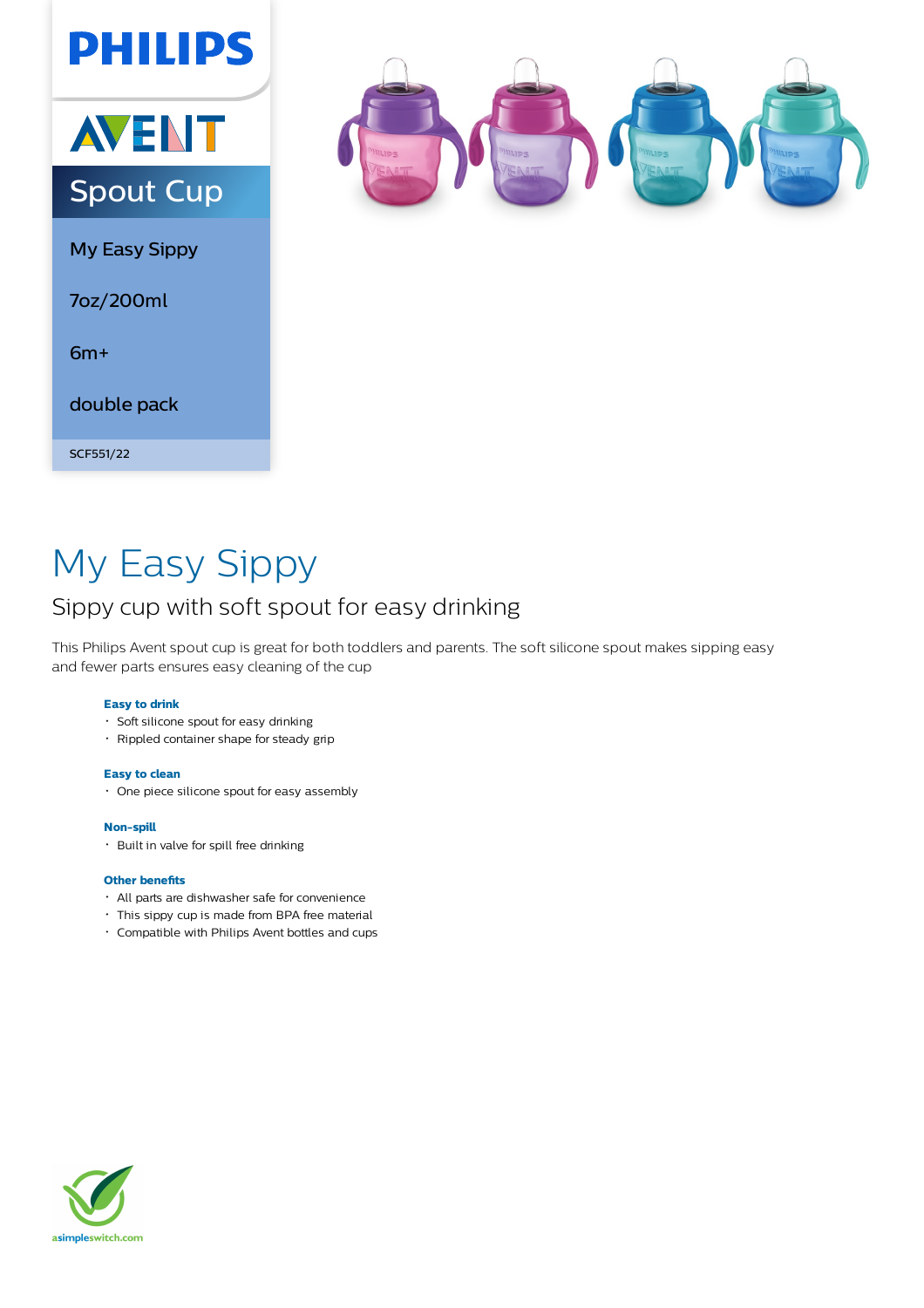PHILIPS

AVENT

# Spout Cup

My Easy Sippy

7oz/200ml

6m+

double pack

SCF551/22

# My Easy Sippy

## Sippy cup with soft spout for easy drinking

This Philips Avent spout cup is great for both toddlers and parents. The soft silicone spout makes sipping easy and fewer parts ensures easy cleaning of the cup

**Easy to drink**

- Soft silicone spout for easy drinking
- Rippled container shape for steady grip

**Easy to clean**

- One piece silicone spout for easy assembly

**Non-spill**

- Built in valve for spill free drinking

**Other benefits**

- All parts are dishwasher safe for convenience
- This sippy cup is made from BPA free material
- Compatible with Philips Avent bottles and cups

asimpleswitch.com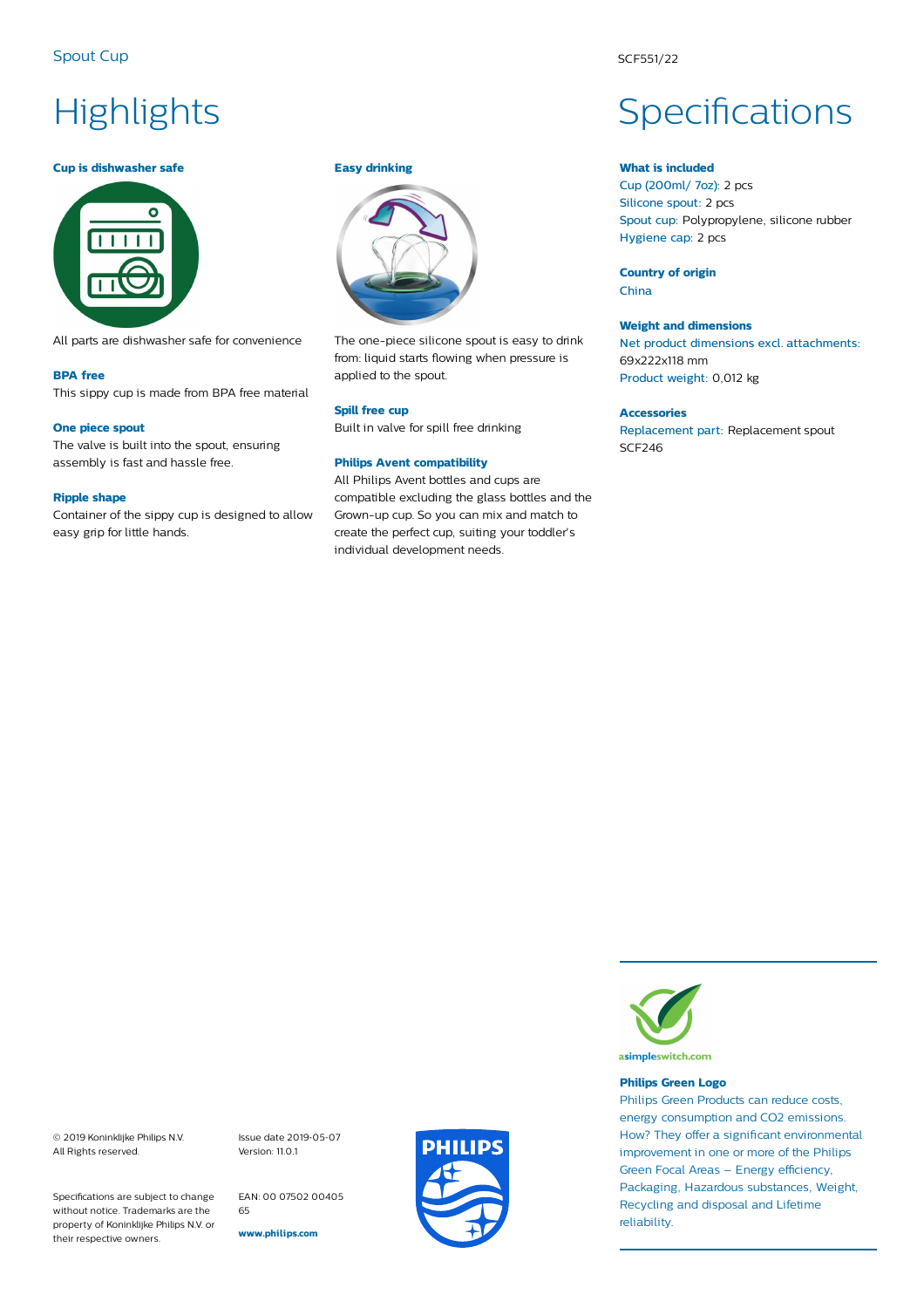# Highlights

### Cup is dishwasher safe

All parts are dishwasher safe for convenience

### BPA free

This sippy cup is made from BPA free material

### One piece spout

The valve is built into the spout, ensuring assembly is fast and hassle free.

### Ripple shape

Container of the sippy cup is designed to allow easy grip for little hands.

### Easy drinking

The one-piece silicone spout is easy to drink from: liquid starts flowing when pressure is applied to the spout.

### Spill free cup

Built in valve for spill free drinking

### Philips Avent compatibility

All Philips Avent bottles and cups are compatible excluding the glass bottles and the Grown-up cup. So you can mix and match to create the perfect cup, suiting your toddler's individual development needs.

# Specifications

### What is included

- Cup (200ml/ 7oz): 2 pcs
- Silicone spout: 2 pcs
- Spout cup: Polypropylene, silicone rubber
- Hygiene cap: 2 pcs

### Country of origin

China

### Weight and dimensions

- Net product dimensions excl. attachments: 69x222x118 mm
- Product weight: 0,012 kg

### Accessories

- Replacement part: Replacement spout SCF246

asimpleswitch.com

### Philips Green Logo

Philips Green Products can reduce costs, energy consumption and CO2 emissions. How? They offer a significant environmental improvement in one or more of the Philips Green Focal Areas – Energy efficiency, Packaging, Hazardous substances, Weight, Recycling and disposal and Lifetime reliability.

© 2019 Koninklijke Philips N.V.
All Rights reserved.

Specifications are subject to change without notice. Trademarks are the property of Koninklijke Philips N.V. or their respective owners.

Issue date 2019-05-07
Version: 11.0.1

EAN: 00 07502 00405 65

**www.philips.com**